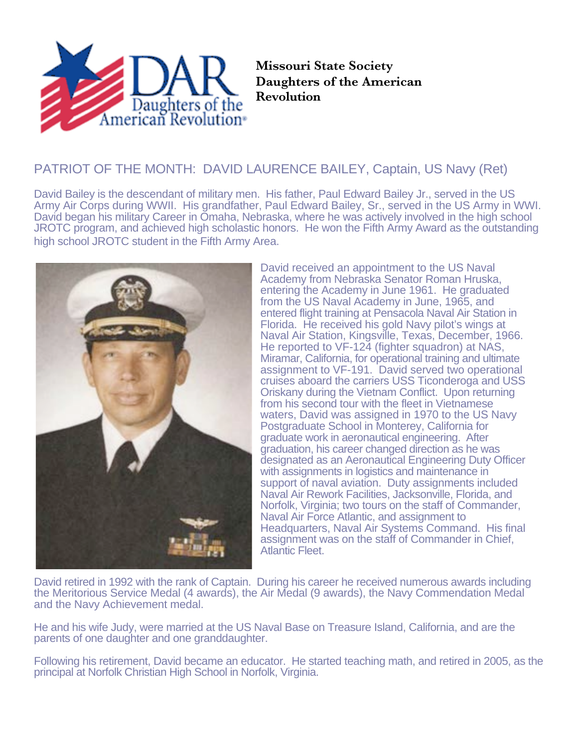**Missouri State Society Daughters of the American Revolution**

## PATRIOT OF THE MONTH: DAVID LAURENCE BAILEY, Captain, US Navy (Ret)

David Bailey is the descendant of military men. His father, Paul Edward Bailey Jr., served in the US Army Air Corps during WWII. His grandfather, Paul Edward Bailey, Sr., served in the US Army in WWI. David began his military Career in Omaha, Nebraska, where he was actively involved in the high school JROTC program, and achieved high scholastic honors. He won the Fifth Army Award as the outstanding high school JROTC student in the Fifth Army Area.

David received an appointment to the US Naval Academy from Nebraska Senator Roman Hruska, entering the Academy in June 1961. He graduated from the US Naval Academy in June, 1965, and entered flight training at Pensacola Naval Air Station in Florida. He received his gold Navy pilot's wings at Naval Air Station, Kingsville, Texas, December, 1966. He reported to VF-124 (fighter squadron) at NAS, Miramar, California, for operational training and ultimate assignment to VF-191. David served two operational cruises aboard the carriers USS Ticonderoga and USS Oriskany during the Vietnam Conflict. Upon returning from his second tour with the fleet in Vietnamese waters, David was assigned in 1970 to the US Navy Postgraduate School in Monterey, California for graduate work in aeronautical engineering. After graduation, his career changed direction as he was designated as an Aeronautical Engineering Duty Officer with assignments in logistics and maintenance in support of naval aviation. Duty assignments included Naval Air Rework Facilities, Jacksonville, Florida, and Norfolk, Virginia; two tours on the staff of Commander, Naval Air Force Atlantic, and assignment to Headquarters, Naval Air Systems Command. His final assignment was on the staff of Commander in Chief, Atlantic Fleet.

David retired in 1992 with the rank of Captain. During his career he received numerous awards including the Meritorious Service Medal (4 awards), the Air Medal (9 awards), the Navy Commendation Medal and the Navy Achievement medal.

He and his wife Judy, were married at the US Naval Base on Treasure Island, California, and are the parents of one daughter and one granddaughter.

Following his retirement, David became an educator. He started teaching math, and retired in 2005, as the principal at Norfolk Christian High School in Norfolk, Virginia.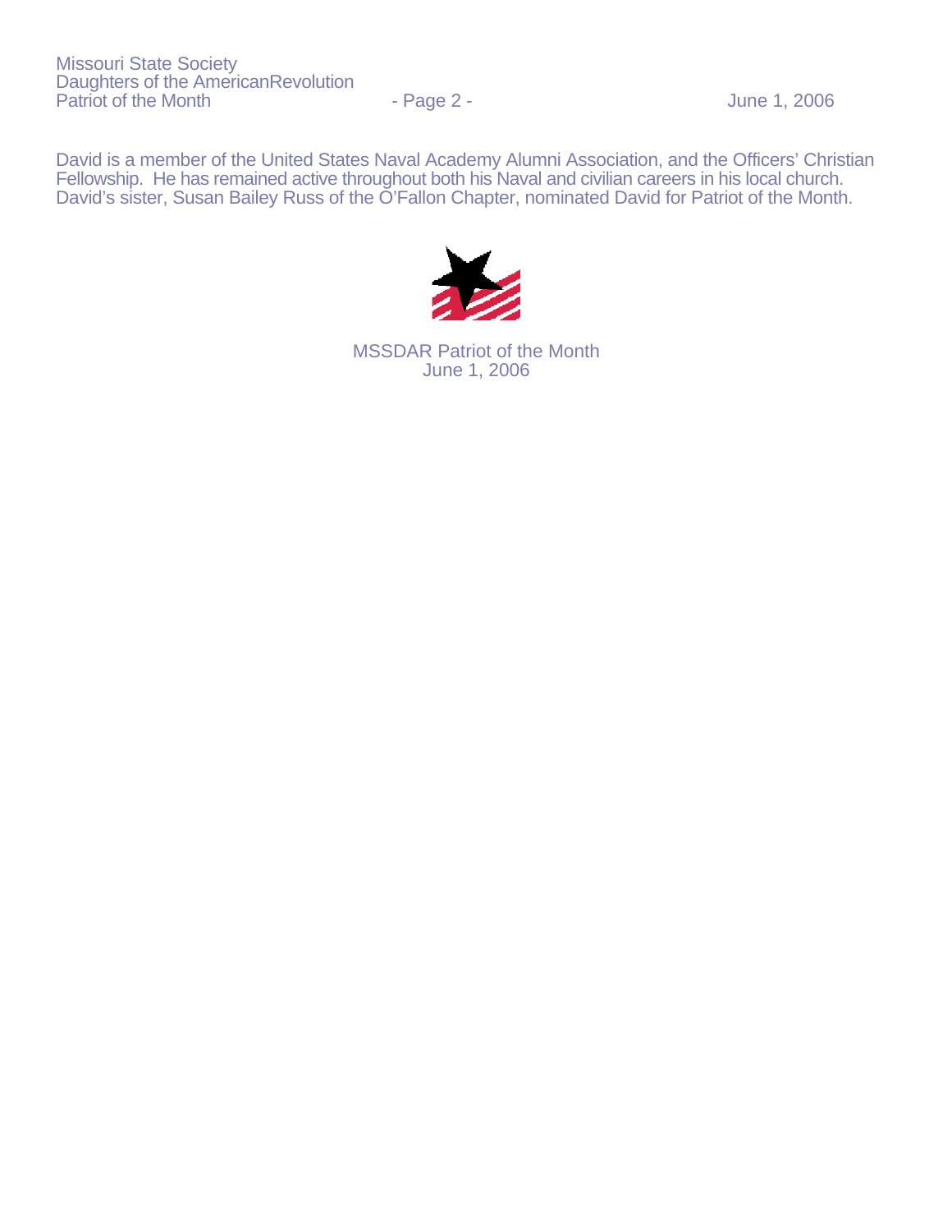David is a member of the United States Naval Academy Alumni Association, and the Officers' Christian Fellowship. He has remained active throughout both his Naval and civilian careers in his local church. David's sister, Susan Bailey Russ of the O'Fallon Chapter, nominated David for Patriot of the Month.

MSSDAR Patriot of the Month
June 1, 2006